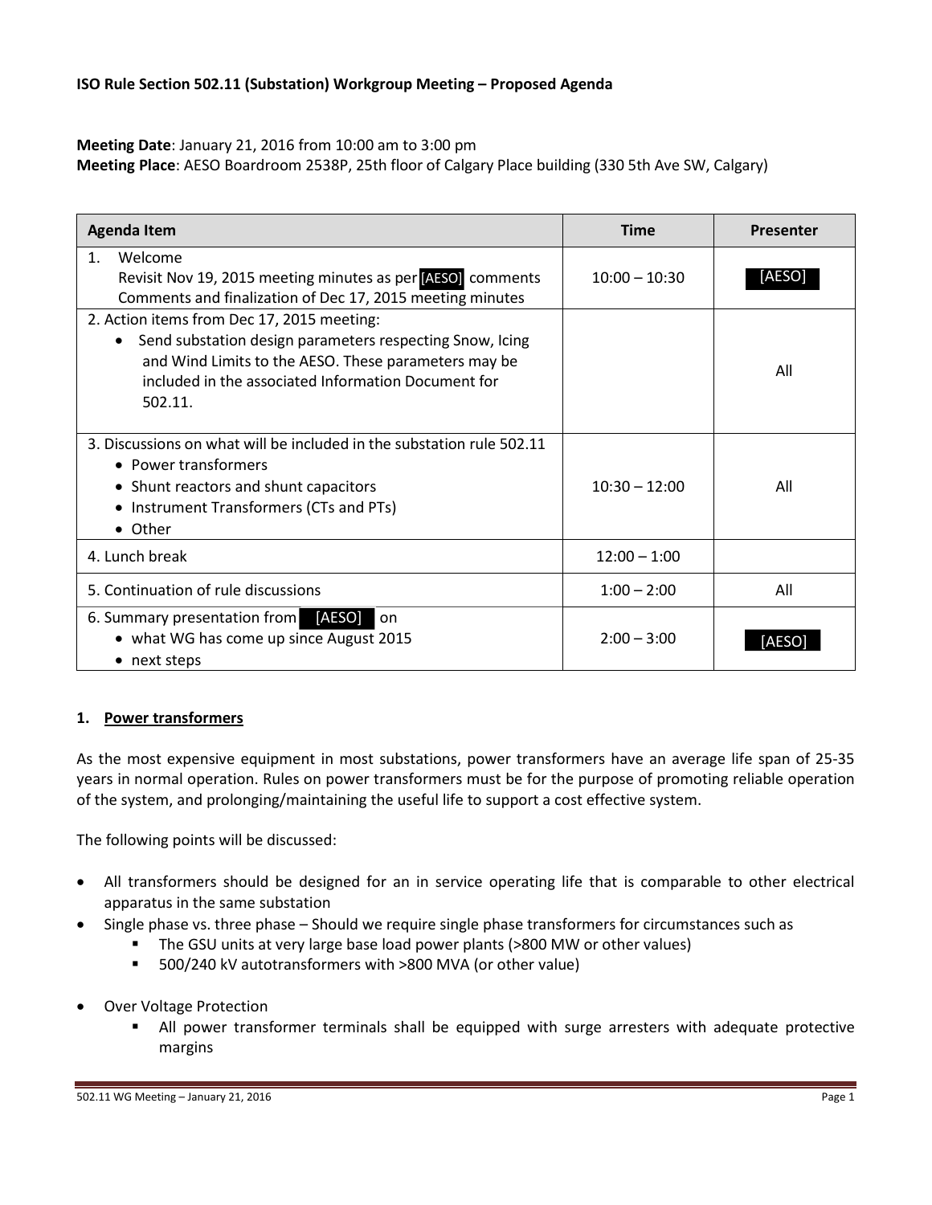**ISO Rule Section 502.11 (Substation) Workgroup Meeting – Proposed Agenda**

**Meeting Date**: January 21, 2016 from 10:00 am to 3:00 pm
**Meeting Place**: AESO Boardroom 2538P, 25th floor of Calgary Place building (330 5th Ave SW, Calgary)

| Agenda Item | Time | Presenter |
| --- | --- | --- |
| 1. Welcome<br>Revisit Nov 19, 2015 meeting minutes as per [AESO] comments<br>Comments and finalization of Dec 17, 2015 meeting minutes | 10:00 – 10:30 | [AESO] |
| 2. Action items from Dec 17, 2015 meeting:<br>• Send substation design parameters respecting Snow, Icing and Wind Limits to the AESO. These parameters may be included in the associated Information Document for 502.11. | | All |
| 3. Discussions on what will be included in the substation rule 502.11<br>• Power transformers<br>• Shunt reactors and shunt capacitors<br>• Instrument Transformers (CTs and PTs)<br>• Other | 10:30 – 12:00 | All |
| 4. Lunch break | 12:00 – 1:00 | |
| 5. Continuation of rule discussions | 1:00 – 2:00 | All |
| 6. Summary presentation from [AESO] on<br>• what WG has come up since August 2015<br>• next steps | 2:00 – 3:00 | [AESO] |

## 1. Power transformers

As the most expensive equipment in most substations, power transformers have an average life span of 25-35 years in normal operation. Rules on power transformers must be for the purpose of promoting reliable operation of the system, and prolonging/maintaining the useful life to support a cost effective system.

The following points will be discussed:

- All transformers should be designed for an in service operating life that is comparable to other electrical apparatus in the same substation
- Single phase vs. three phase – Should we require single phase transformers for circumstances such as
    - The GSU units at very large base load power plants (>800 MW or other values)
    - 500/240 kV autotransformers with >800 MVA (or other value)
- Over Voltage Protection
    - All power transformer terminals shall be equipped with surge arresters with adequate protective margins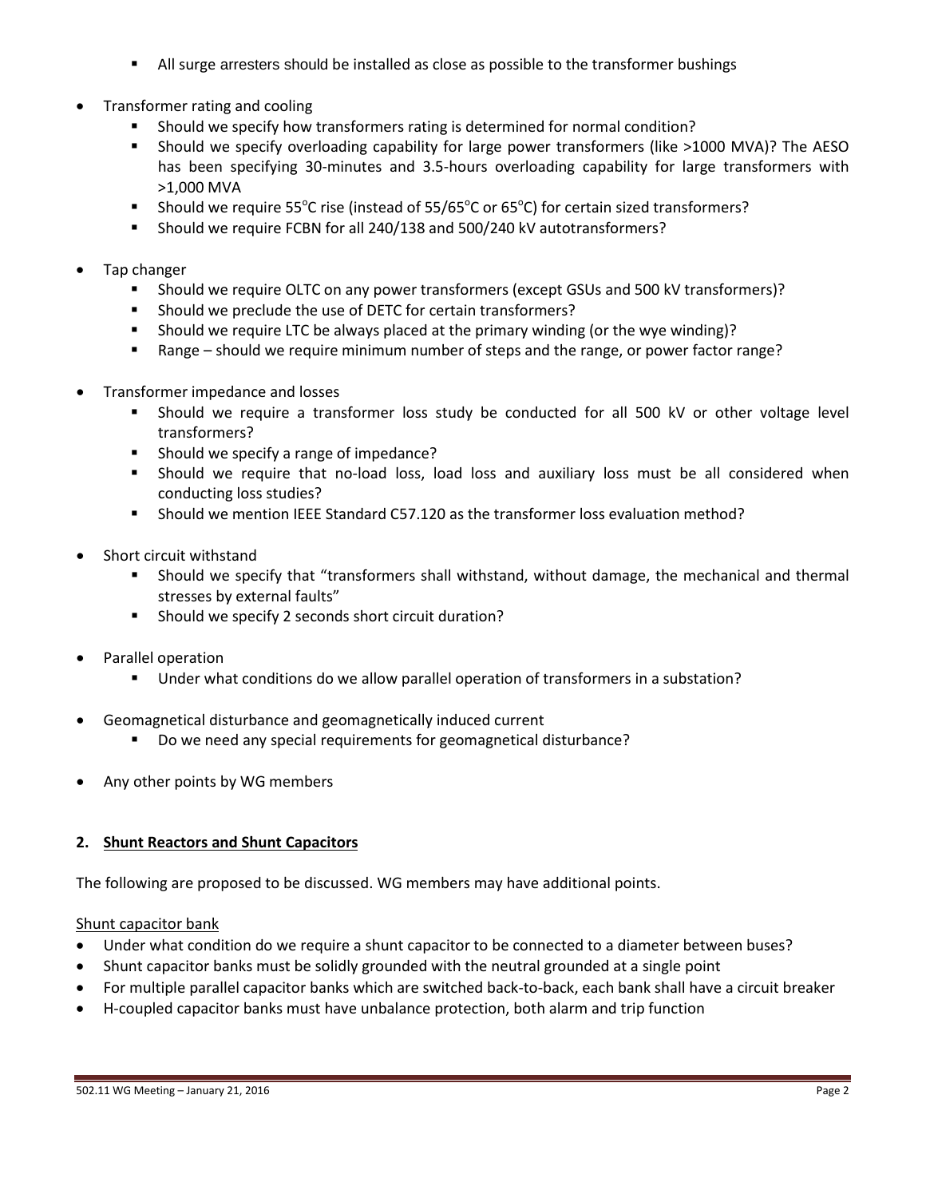- All surge arresters should be installed as close as possible to the transformer bushings

- Transformer rating and cooling
  - Should we specify how transformers rating is determined for normal condition?
  - Should we specify overloading capability for large power transformers (like >1000 MVA)? The AESO has been specifying 30-minutes and 3.5-hours overloading capability for large transformers with >1,000 MVA
  - Should we require 55$^{o}$C rise (instead of 55/65$^{o}$C or 65$^{o}$C) for certain sized transformers?
  - Should we require FCBN for all 240/138 and 500/240 kV autotransformers?

- Tap changer
  - Should we require OLTC on any power transformers (except GSUs and 500 kV transformers)?
  - Should we preclude the use of DETC for certain transformers?
  - Should we require LTC be always placed at the primary winding (or the wye winding)?
  - Range – should we require minimum number of steps and the range, or power factor range?

- Transformer impedance and losses
  - Should we require a transformer loss study be conducted for all 500 kV or other voltage level transformers?
  - Should we specify a range of impedance?
  - Should we require that no-load loss, load loss and auxiliary loss must be all considered when conducting loss studies?
  - Should we mention IEEE Standard C57.120 as the transformer loss evaluation method?

- Short circuit withstand
  - Should we specify that "transformers shall withstand, without damage, the mechanical and thermal stresses by external faults"
  - Should we specify 2 seconds short circuit duration?

- Parallel operation
  - Under what conditions do we allow parallel operation of transformers in a substation?

- Geomagnetical disturbance and geomagnetically induced current
  - Do we need any special requirements for geomagnetical disturbance?

- Any other points by WG members

## 2. Shunt Reactors and Shunt Capacitors

The following are proposed to be discussed. WG members may have additional points.

Shunt capacitor bank

- Under what condition do we require a shunt capacitor to be connected to a diameter between buses?
- Shunt capacitor banks must be solidly grounded with the neutral grounded at a single point
- For multiple parallel capacitor banks which are switched back-to-back, each bank shall have a circuit breaker
- H-coupled capacitor banks must have unbalance protection, both alarm and trip function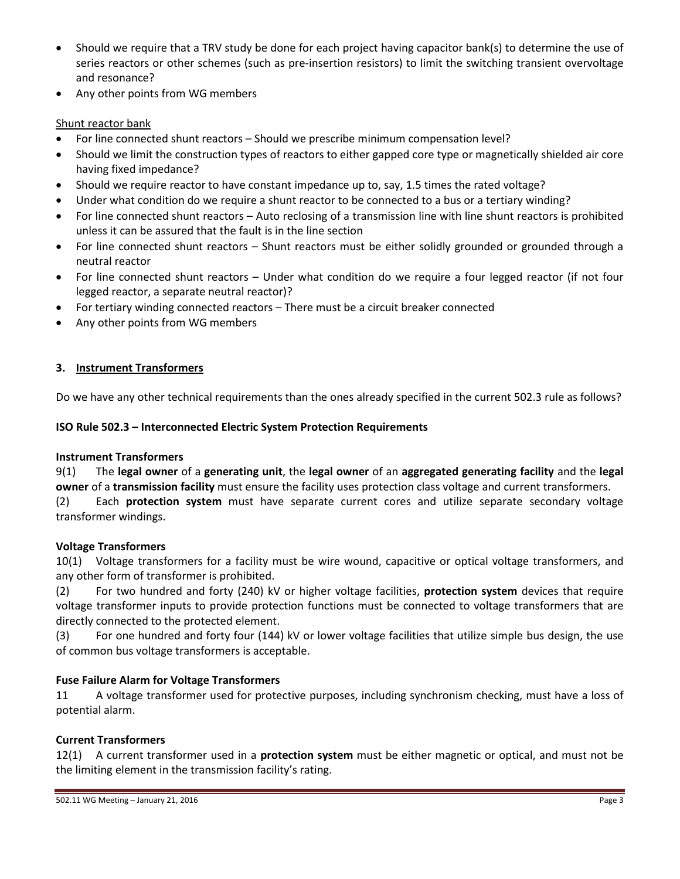- Should we require that a TRV study be done for each project having capacitor bank(s) to determine the use of series reactors or other schemes (such as pre-insertion resistors) to limit the switching transient overvoltage and resonance?
- Any other points from WG members

Shunt reactor bank

- For line connected shunt reactors – Should we prescribe minimum compensation level?
- Should we limit the construction types of reactors to either gapped core type or magnetically shielded air core having fixed impedance?
- Should we require reactor to have constant impedance up to, say, 1.5 times the rated voltage?
- Under what condition do we require a shunt reactor to be connected to a bus or a tertiary winding?
- For line connected shunt reactors – Auto reclosing of a transmission line with line shunt reactors is prohibited unless it can be assured that the fault is in the line section
- For line connected shunt reactors – Shunt reactors must be either solidly grounded or grounded through a neutral reactor
- For line connected shunt reactors – Under what condition do we require a four legged reactor (if not four legged reactor, a separate neutral reactor)?
- For tertiary winding connected reactors – There must be a circuit breaker connected
- Any other points from WG members

## 3. Instrument Transformers

Do we have any other technical requirements than the ones already specified in the current 502.3 rule as follows?

**ISO Rule 502.3 – Interconnected Electric System Protection Requirements**

**Instrument Transformers**

9(1) The **legal owner** of a **generating unit**, the **legal owner** of an **aggregated generating facility** and the **legal owner** of a **transmission facility** must ensure the facility uses protection class voltage and current transformers.

(2) Each **protection system** must have separate current cores and utilize separate secondary voltage transformer windings.

**Voltage Transformers**

10(1) Voltage transformers for a facility must be wire wound, capacitive or optical voltage transformers, and any other form of transformer is prohibited.

(2) For two hundred and forty (240) kV or higher voltage facilities, **protection system** devices that require voltage transformer inputs to provide protection functions must be connected to voltage transformers that are directly connected to the protected element.

(3) For one hundred and forty four (144) kV or lower voltage facilities that utilize simple bus design, the use of common bus voltage transformers is acceptable.

**Fuse Failure Alarm for Voltage Transformers**

11 A voltage transformer used for protective purposes, including synchronism checking, must have a loss of potential alarm.

**Current Transformers**

12(1) A current transformer used in a **protection system** must be either magnetic or optical, and must not be the limiting element in the transmission facility's rating.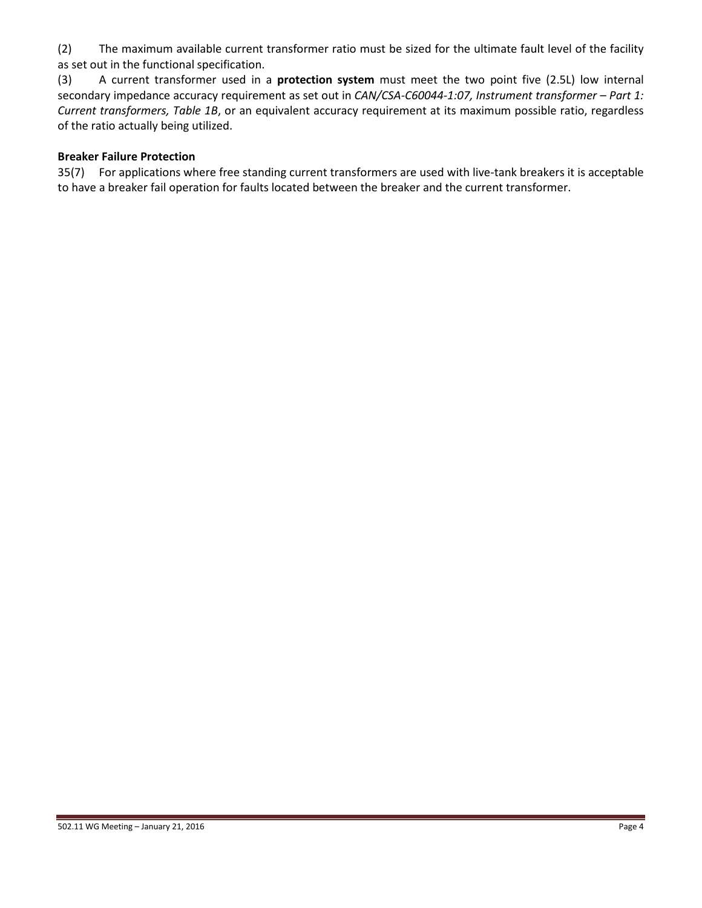(2) The maximum available current transformer ratio must be sized for the ultimate fault level of the facility as set out in the functional specification.

(3) A current transformer used in a **protection system** must meet the two point five (2.5L) low internal secondary impedance accuracy requirement as set out in *CAN/CSA-C60044-1:07, Instrument transformer – Part 1: Current transformers, Table 1B*, or an equivalent accuracy requirement at its maximum possible ratio, regardless of the ratio actually being utilized.

**Breaker Failure Protection**

35(7) For applications where free standing current transformers are used with live-tank breakers it is acceptable to have a breaker fail operation for faults located between the breaker and the current transformer.